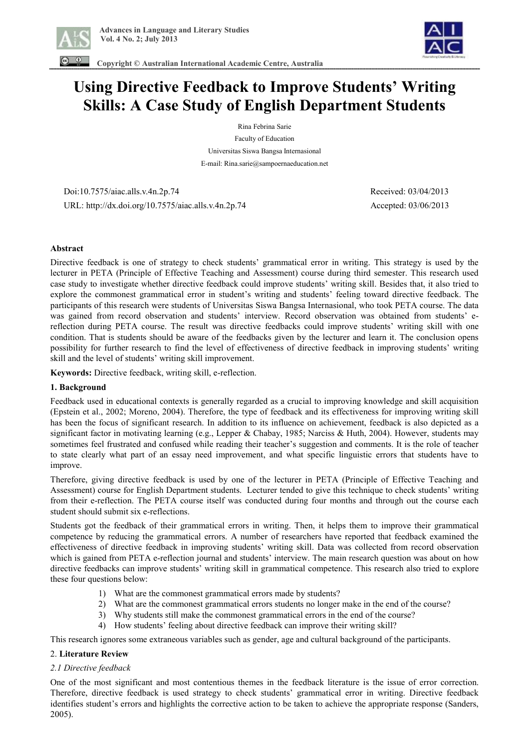# Using Directive Feedback to Improve Students' Writing Skills: A Case Study of English Department Students

Rina Febrina Sarie

Faculty of Education

Universitas Siswa Bangsa Internasional

E-mail: Rina.sarie@sampoernaeducation.net

Doi:10.7575/aiac.alls.v.4n.2p.74

URL: http://dx.doi.org/10.7575/aiac.alls.v.4n.2p.74

Received: 03/04/2013

Accepted: 03/06/2013

**Abstract**

Directive feedback is one of strategy to check students' grammatical error in writing. This strategy is used by the lecturer in PETA (Principle of Effective Teaching and Assessment) course during third semester. This research used case study to investigate whether directive feedback could improve students' writing skill. Besides that, it also tried to explore the commonest grammatical error in student's writing and students' feeling toward directive feedback. The participants of this research were students of Universitas Siswa Bangsa Internasional, who took PETA course. The data was gained from record observation and students' interview. Record observation was obtained from students' e-reflection during PETA course. The result was directive feedbacks could improve students' writing skill with one condition. That is students should be aware of the feedbacks given by the lecturer and learn it. The conclusion opens possibility for further research to find the level of effectiveness of directive feedback in improving students' writing skill and the level of students' writing skill improvement.

**Keywords:** Directive feedback, writing skill, e-reflection.

## 1. Background

Feedback used in educational contexts is generally regarded as a crucial to improving knowledge and skill acquisition (Epstein et al., 2002; Moreno, 2004). Therefore, the type of feedback and its effectiveness for improving writing skill has been the focus of significant research. In addition to its influence on achievement, feedback is also depicted as a significant factor in motivating learning (e.g., Lepper & Chabay, 1985; Narciss & Huth, 2004). However, students may sometimes feel frustrated and confused while reading their teacher's suggestion and comments. It is the role of teacher to state clearly what part of an essay need improvement, and what specific linguistic errors that students have to improve.

Therefore, giving directive feedback is used by one of the lecturer in PETA (Principle of Effective Teaching and Assessment) course for English Department students. Lecturer tended to give this technique to check students' writing from their e-reflection. The PETA course itself was conducted during four months and through out the course each student should submit six e-reflections.

Students got the feedback of their grammatical errors in writing. Then, it helps them to improve their grammatical competence by reducing the grammatical errors. A number of researchers have reported that feedback examined the effectiveness of directive feedback in improving students' writing skill. Data was collected from record observation which is gained from PETA e-reflection journal and students' interview. The main research question was about on how directive feedbacks can improve students' writing skill in grammatical competence. This research also tried to explore these four questions below:

1) What are the commonest grammatical errors made by students?
2) What are the commonest grammatical errors students no longer make in the end of the course?
3) Why students still make the commonest grammatical errors in the end of the course?
4) How students' feeling about directive feedback can improve their writing skill?

This research ignores some extraneous variables such as gender, age and cultural background of the participants.

## 2. Literature Review

### *2.1 Directive feedback*

One of the most significant and most contentious themes in the feedback literature is the issue of error correction. Therefore, directive feedback is used strategy to check students' grammatical error in writing. Directive feedback identifies student's errors and highlights the corrective action to be taken to achieve the appropriate response (Sanders, 2005).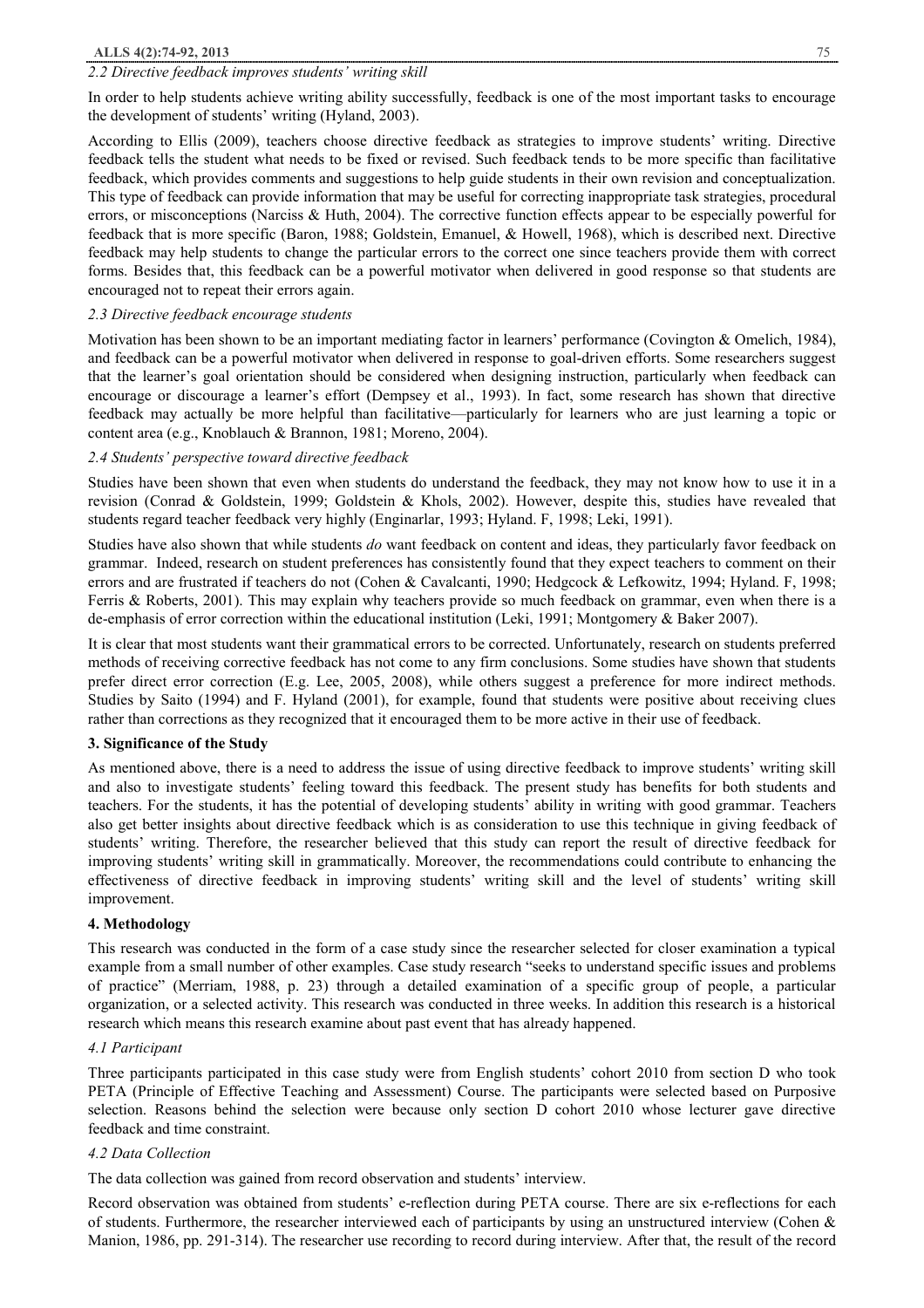### *2.2 Directive feedback improves students' writing skill*

In order to help students achieve writing ability successfully, feedback is one of the most important tasks to encourage the development of students' writing (Hyland, 2003).

According to Ellis (2009), teachers choose directive feedback as strategies to improve students' writing. Directive feedback tells the student what needs to be fixed or revised. Such feedback tends to be more specific than facilitative feedback, which provides comments and suggestions to help guide students in their own revision and conceptualization. This type of feedback can provide information that may be useful for correcting inappropriate task strategies, procedural errors, or misconceptions (Narciss & Huth, 2004). The corrective function effects appear to be especially powerful for feedback that is more specific (Baron, 1988; Goldstein, Emanuel, & Howell, 1968), which is described next. Directive feedback may help students to change the particular errors to the correct one since teachers provide them with correct forms. Besides that, this feedback can be a powerful motivator when delivered in good response so that students are encouraged not to repeat their errors again.

### *2.3 Directive feedback encourage students*

Motivation has been shown to be an important mediating factor in learners' performance (Covington & Omelich, 1984), and feedback can be a powerful motivator when delivered in response to goal-driven efforts. Some researchers suggest that the learner's goal orientation should be considered when designing instruction, particularly when feedback can encourage or discourage a learner's effort (Dempsey et al., 1993). In fact, some research has shown that directive feedback may actually be more helpful than facilitative—particularly for learners who are just learning a topic or content area (e.g., Knoblauch & Brannon, 1981; Moreno, 2004).

### *2.4 Students' perspective toward directive feedback*

Studies have been shown that even when students do understand the feedback, they may not know how to use it in a revision (Conrad & Goldstein, 1999; Goldstein & Khols, 2002). However, despite this, studies have revealed that students regard teacher feedback very highly (Enginarlar, 1993; Hyland. F, 1998; Leki, 1991).

Studies have also shown that while students *do* want feedback on content and ideas, they particularly favor feedback on grammar. Indeed, research on student preferences has consistently found that they expect teachers to comment on their errors and are frustrated if teachers do not (Cohen & Cavalcanti, 1990; Hedgcock & Lefkowitz, 1994; Hyland. F, 1998; Ferris & Roberts, 2001). This may explain why teachers provide so much feedback on grammar, even when there is a de-emphasis of error correction within the educational institution (Leki, 1991; Montgomery & Baker 2007).

It is clear that most students want their grammatical errors to be corrected. Unfortunately, research on students preferred methods of receiving corrective feedback has not come to any firm conclusions. Some studies have shown that students prefer direct error correction (E.g. Lee, 2005, 2008), while others suggest a preference for more indirect methods. Studies by Saito (1994) and F. Hyland (2001), for example, found that students were positive about receiving clues rather than corrections as they recognized that it encouraged them to be more active in their use of feedback.

## **3. Significance of the Study**

As mentioned above, there is a need to address the issue of using directive feedback to improve students' writing skill and also to investigate students' feeling toward this feedback. The present study has benefits for both students and teachers. For the students, it has the potential of developing students' ability in writing with good grammar. Teachers also get better insights about directive feedback which is as consideration to use this technique in giving feedback of students' writing. Therefore, the researcher believed that this study can report the result of directive feedback for improving students' writing skill in grammatically. Moreover, the recommendations could contribute to enhancing the effectiveness of directive feedback in improving students' writing skill and the level of students' writing skill improvement.

## **4. Methodology**

This research was conducted in the form of a case study since the researcher selected for closer examination a typical example from a small number of other examples. Case study research "seeks to understand specific issues and problems of practice" (Merriam, 1988, p. 23) through a detailed examination of a specific group of people, a particular organization, or a selected activity. This research was conducted in three weeks. In addition this research is a historical research which means this research examine about past event that has already happened.

### *4.1 Participant*

Three participants participated in this case study were from English students' cohort 2010 from section D who took PETA (Principle of Effective Teaching and Assessment) Course. The participants were selected based on Purposive selection. Reasons behind the selection were because only section D cohort 2010 whose lecturer gave directive feedback and time constraint.

### *4.2 Data Collection*

The data collection was gained from record observation and students' interview.

Record observation was obtained from students' e-reflection during PETA course. There are six e-reflections for each of students. Furthermore, the researcher interviewed each of participants by using an unstructured interview (Cohen & Manion, 1986, pp. 291-314). The researcher use recording to record during interview. After that, the result of the record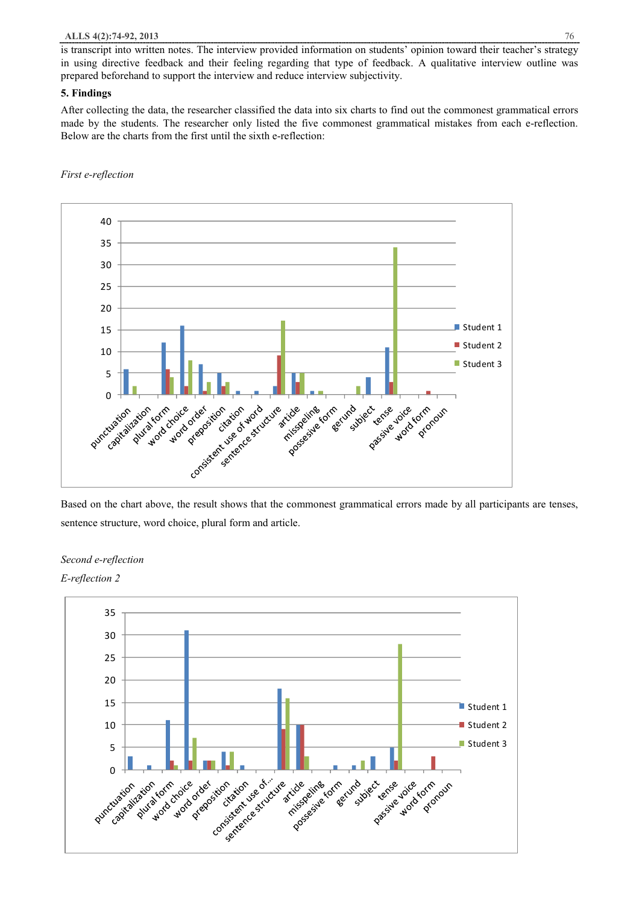is transcript into written notes. The interview provided information on students' opinion toward their teacher's strategy in using directive feedback and their feeling regarding that type of feedback. A qualitative interview outline was prepared beforehand to support the interview and reduce interview subjectivity.

**5. Findings**

After collecting the data, the researcher classified the data into six charts to find out the commonest grammatical errors made by the students. The researcher only listed the five commonest grammatical mistakes from each e-reflection. Below are the charts from the first until the sixth e-reflection:

*First e-reflection*

Based on the chart above, the result shows that the commonest grammatical errors made by all participants are tenses, sentence structure, word choice, plural form and article.

*Second e-reflection*

*E-reflection 2*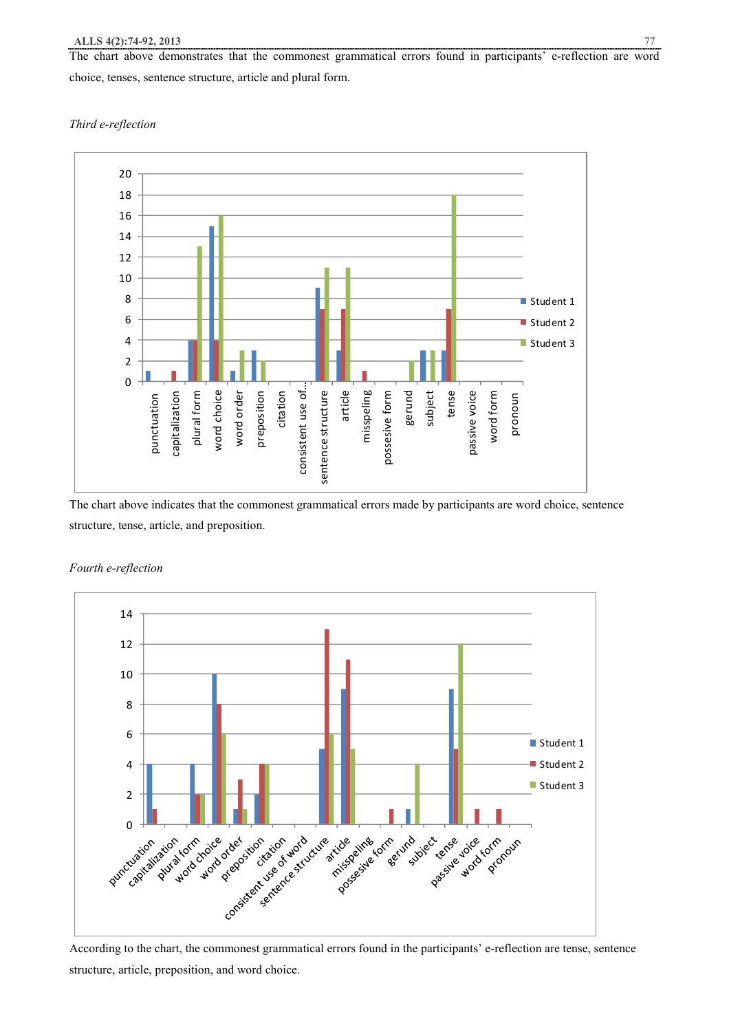The chart above demonstrates that the commonest grammatical errors found in participants' e-reflection are word choice, tenses, sentence structure, article and plural form.

*Third e-reflection*

The chart above indicates that the commonest grammatical errors made by participants are word choice, sentence structure, tense, article, and preposition.

*Fourth e-reflection*

According to the chart, the commonest grammatical errors found in the participants' e-reflection are tense, sentence structure, article, preposition, and word choice.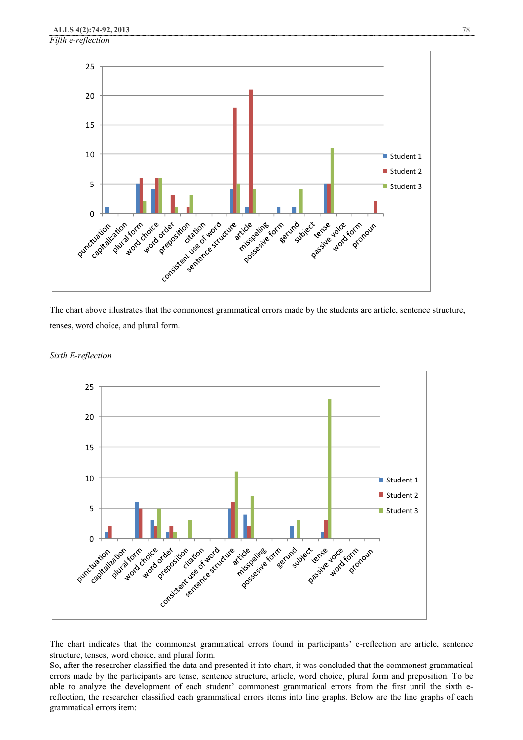*Fifth e-reflection*

The chart above illustrates that the commonest grammatical errors made by the students are article, sentence structure, tenses, word choice, and plural form.

*Sixth E-reflection*

The chart indicates that the commonest grammatical errors found in participants' e-reflection are article, sentence structure, tenses, word choice, and plural form.

So, after the researcher classified the data and presented it into chart, it was concluded that the commonest grammatical errors made by the participants are tense, sentence structure, article, word choice, plural form and preposition. To be able to analyze the development of each student' commonest grammatical errors from the first until the sixth e-reflection, the researcher classified each grammatical errors items into line graphs. Below are the line graphs of each grammatical errors item: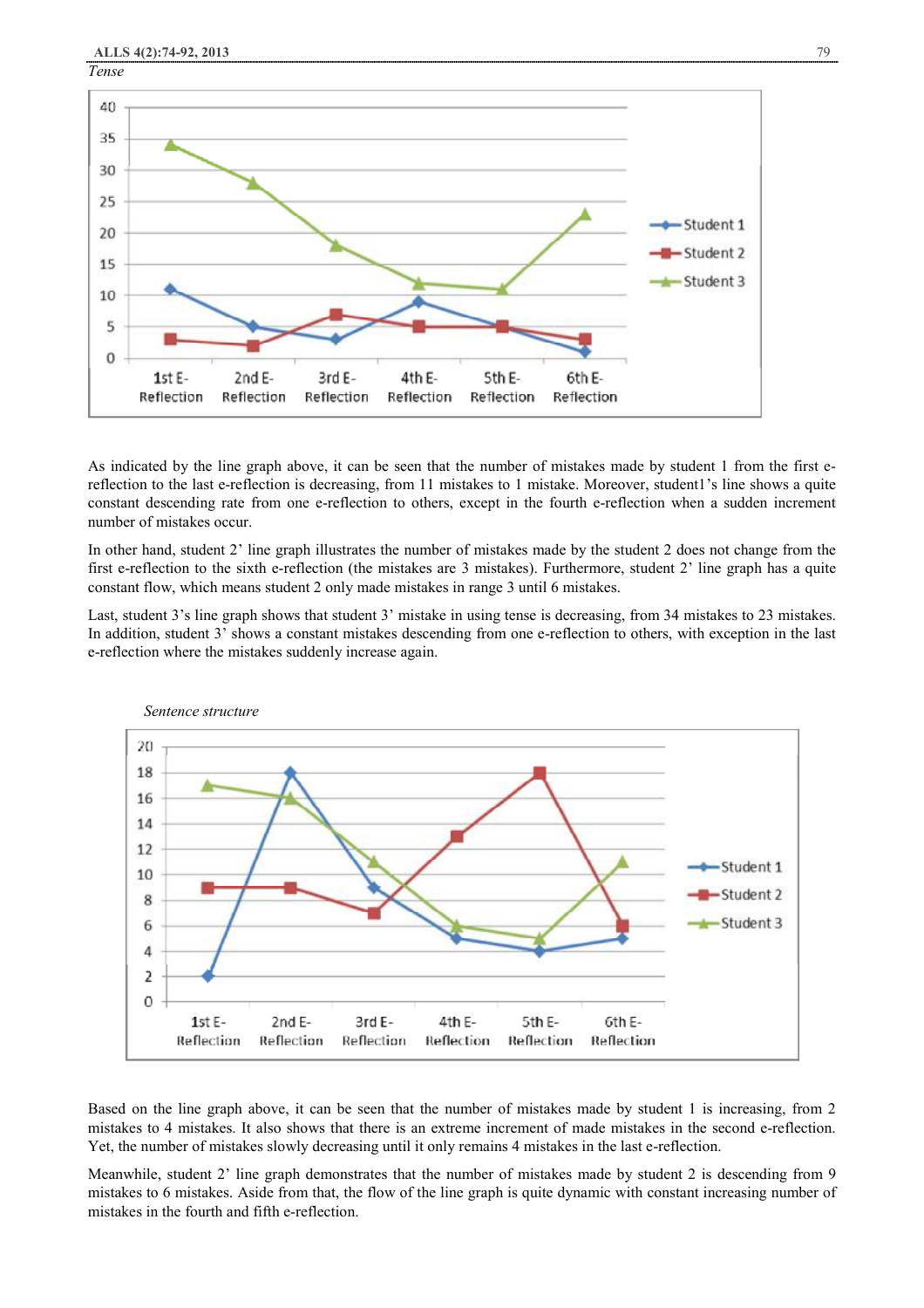*Tense*

As indicated by the line graph above, it can be seen that the number of mistakes made by student 1 from the first e-reflection to the last e-reflection is decreasing, from 11 mistakes to 1 mistake. Moreover, student1's line shows a quite constant descending rate from one e-reflection to others, except in the fourth e-reflection when a sudden increment number of mistakes occur.

In other hand, student 2' line graph illustrates the number of mistakes made by the student 2 does not change from the first e-reflection to the sixth e-reflection (the mistakes are 3 mistakes). Furthermore, student 2' line graph has a quite constant flow, which means student 2 only made mistakes in range 3 until 6 mistakes.

Last, student 3's line graph shows that student 3' mistake in using tense is decreasing, from 34 mistakes to 23 mistakes. In addition, student 3' shows a constant mistakes descending from one e-reflection to others, with exception in the last e-reflection where the mistakes suddenly increase again.

*Sentence structure*

Based on the line graph above, it can be seen that the number of mistakes made by student 1 is increasing, from 2 mistakes to 4 mistakes. It also shows that there is an extreme increment of made mistakes in the second e-reflection. Yet, the number of mistakes slowly decreasing until it only remains 4 mistakes in the last e-reflection.

Meanwhile, student 2' line graph demonstrates that the number of mistakes made by student 2 is descending from 9 mistakes to 6 mistakes. Aside from that, the flow of the line graph is quite dynamic with constant increasing number of mistakes in the fourth and fifth e-reflection.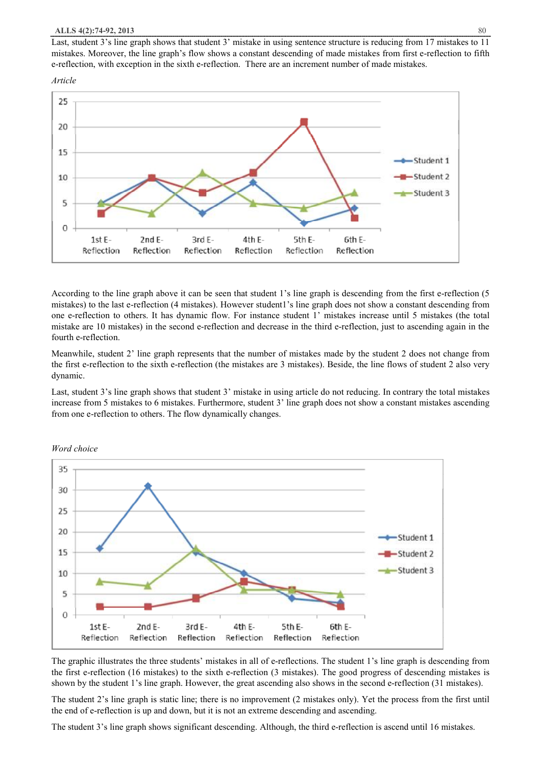Last, student 3's line graph shows that student 3' mistake in using sentence structure is reducing from 17 mistakes to 11 mistakes. Moreover, the line graph's flow shows a constant descending of made mistakes from first e-reflection to fifth e-reflection, with exception in the sixth e-reflection. There are an increment number of made mistakes.

*Article*

According to the line graph above it can be seen that student 1's line graph is descending from the first e-reflection (5 mistakes) to the last e-reflection (4 mistakes). However student1's line graph does not show a constant descending from one e-reflection to others. It has dynamic flow. For instance student 1' mistakes increase until 5 mistakes (the total mistake are 10 mistakes) in the second e-reflection and decrease in the third e-reflection, just to ascending again in the fourth e-reflection.

Meanwhile, student 2' line graph represents that the number of mistakes made by the student 2 does not change from the first e-reflection to the sixth e-reflection (the mistakes are 3 mistakes). Beside, the line flows of student 2 also very dynamic.

Last, student 3's line graph shows that student 3' mistake in using article do not reducing. In contrary the total mistakes increase from 5 mistakes to 6 mistakes. Furthermore, student 3' line graph does not show a constant mistakes ascending from one e-reflection to others. The flow dynamically changes.

*Word choice*

The graphic illustrates the three students' mistakes in all of e-reflections. The student 1's line graph is descending from the first e-reflection (16 mistakes) to the sixth e-reflection (3 mistakes). The good progress of descending mistakes is shown by the student 1's line graph. However, the great ascending also shows in the second e-reflection (31 mistakes).

The student 2's line graph is static line; there is no improvement (2 mistakes only). Yet the process from the first until the end of e-reflection is up and down, but it is not an extreme descending and ascending.

The student 3's line graph shows significant descending. Although, the third e-reflection is ascend until 16 mistakes.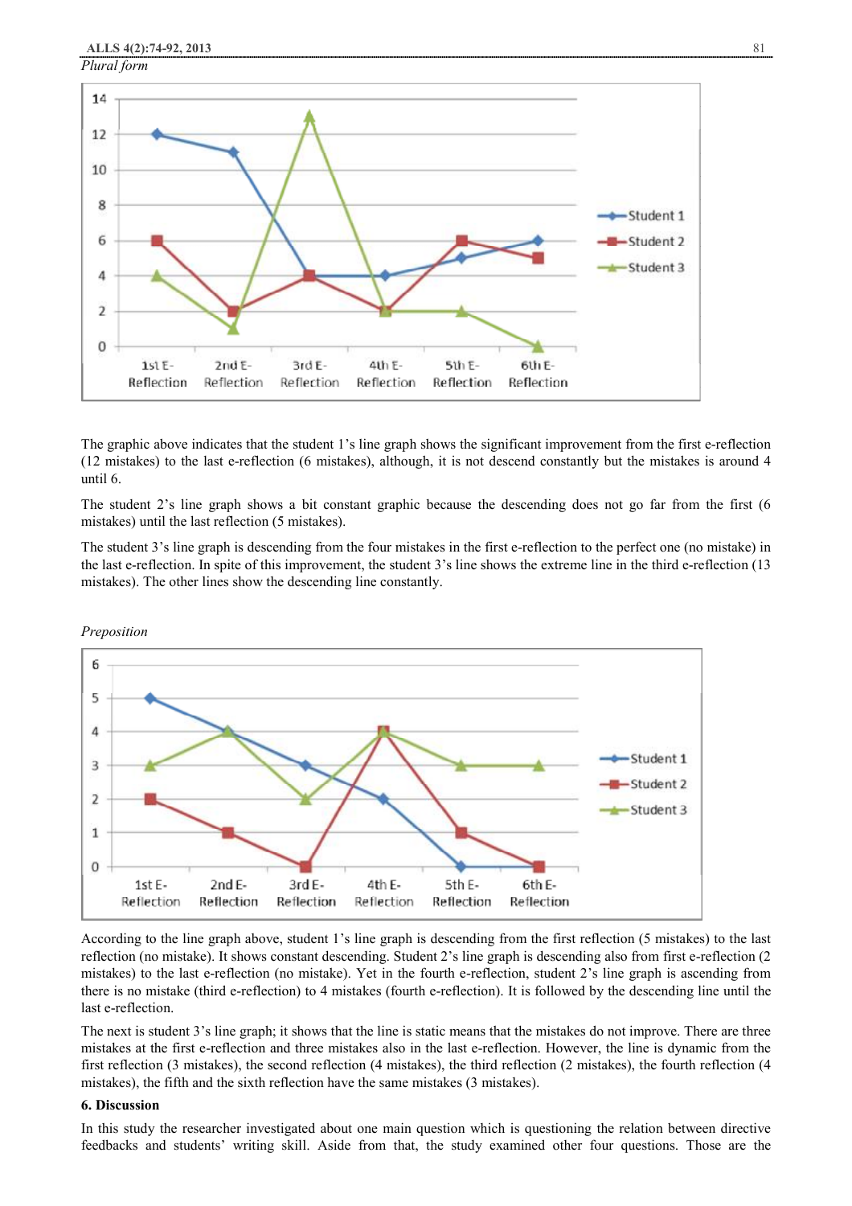*Plural form*

The graphic above indicates that the student 1's line graph shows the significant improvement from the first e-reflection (12 mistakes) to the last e-reflection (6 mistakes), although, it is not descend constantly but the mistakes is around 4 until 6.

The student 2's line graph shows a bit constant graphic because the descending does not go far from the first (6 mistakes) until the last reflection (5 mistakes).

The student 3's line graph is descending from the four mistakes in the first e-reflection to the perfect one (no mistake) in the last e-reflection. In spite of this improvement, the student 3's line shows the extreme line in the third e-reflection (13 mistakes). The other lines show the descending line constantly.

*Preposition*

According to the line graph above, student 1's line graph is descending from the first reflection (5 mistakes) to the last reflection (no mistake). It shows constant descending. Student 2's line graph is descending also from first e-reflection (2 mistakes) to the last e-reflection (no mistake). Yet in the fourth e-reflection, student 2's line graph is ascending from there is no mistake (third e-reflection) to 4 mistakes (fourth e-reflection). It is followed by the descending line until the last e-reflection.

The next is student 3's line graph; it shows that the line is static means that the mistakes do not improve. There are three mistakes at the first e-reflection and three mistakes also in the last e-reflection. However, the line is dynamic from the first reflection (3 mistakes), the second reflection (4 mistakes), the third reflection (2 mistakes), the fourth reflection (4 mistakes), the fifth and the sixth reflection have the same mistakes (3 mistakes).

## 6. Discussion

In this study the researcher investigated about one main question which is questioning the relation between directive feedbacks and students' writing skill. Aside from that, the study examined other four questions. Those are the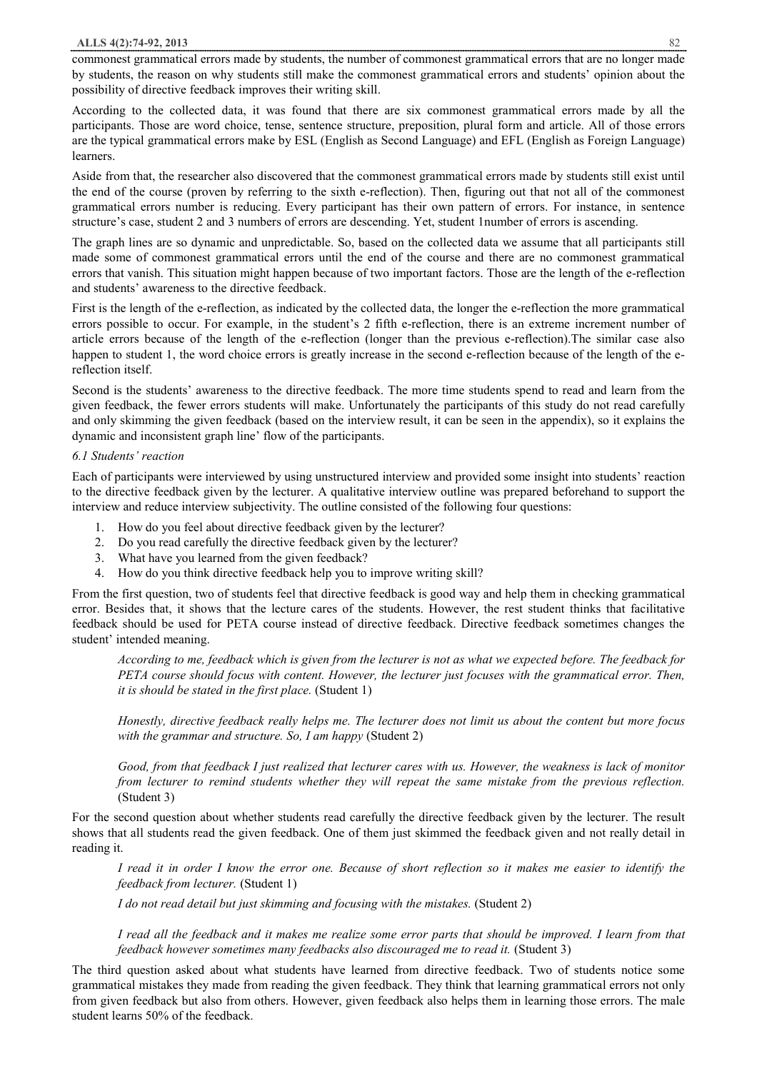commonest grammatical errors made by students, the number of commonest grammatical errors that are no longer made by students, the reason on why students still make the commonest grammatical errors and students' opinion about the possibility of directive feedback improves their writing skill.

According to the collected data, it was found that there are six commonest grammatical errors made by all the participants. Those are word choice, tense, sentence structure, preposition, plural form and article. All of those errors are the typical grammatical errors make by ESL (English as Second Language) and EFL (English as Foreign Language) learners.

Aside from that, the researcher also discovered that the commonest grammatical errors made by students still exist until the end of the course (proven by referring to the sixth e-reflection). Then, figuring out that not all of the commonest grammatical errors number is reducing. Every participant has their own pattern of errors. For instance, in sentence structure's case, student 2 and 3 numbers of errors are descending. Yet, student 1number of errors is ascending.

The graph lines are so dynamic and unpredictable. So, based on the collected data we assume that all participants still made some of commonest grammatical errors until the end of the course and there are no commonest grammatical errors that vanish. This situation might happen because of two important factors. Those are the length of the e-reflection and students' awareness to the directive feedback.

First is the length of the e-reflection, as indicated by the collected data, the longer the e-reflection the more grammatical errors possible to occur. For example, in the student's 2 fifth e-reflection, there is an extreme increment number of article errors because of the length of the e-reflection (longer than the previous e-reflection).The similar case also happen to student 1, the word choice errors is greatly increase in the second e-reflection because of the length of the e-reflection itself.

Second is the students' awareness to the directive feedback. The more time students spend to read and learn from the given feedback, the fewer errors students will make. Unfortunately the participants of this study do not read carefully and only skimming the given feedback (based on the interview result, it can be seen in the appendix), so it explains the dynamic and inconsistent graph line' flow of the participants.

### *6.1 Students' reaction*

Each of participants were interviewed by using unstructured interview and provided some insight into students' reaction to the directive feedback given by the lecturer. A qualitative interview outline was prepared beforehand to support the interview and reduce interview subjectivity. The outline consisted of the following four questions:

1. How do you feel about directive feedback given by the lecturer?
2. Do you read carefully the directive feedback given by the lecturer?
3. What have you learned from the given feedback?
4. How do you think directive feedback help you to improve writing skill?

From the first question, two of students feel that directive feedback is good way and help them in checking grammatical error. Besides that, it shows that the lecture cares of the students. However, the rest student thinks that facilitative feedback should be used for PETA course instead of directive feedback. Directive feedback sometimes changes the student' intended meaning.

> *According to me, feedback which is given from the lecturer is not as what we expected before. The feedback for PETA course should focus with content. However, the lecturer just focuses with the grammatical error. Then, it is should be stated in the first place.* (Student 1)

> *Honestly, directive feedback really helps me. The lecturer does not limit us about the content but more focus with the grammar and structure. So, I am happy* (Student 2)

> *Good, from that feedback I just realized that lecturer cares with us. However, the weakness is lack of monitor from lecturer to remind students whether they will repeat the same mistake from the previous reflection.* (Student 3)

For the second question about whether students read carefully the directive feedback given by the lecturer. The result shows that all students read the given feedback. One of them just skimmed the feedback given and not really detail in reading it.

> *I read it in order I know the error one. Because of short reflection so it makes me easier to identify the feedback from lecturer.* (Student 1)

> *I do not read detail but just skimming and focusing with the mistakes.* (Student 2)

> *I read all the feedback and it makes me realize some error parts that should be improved. I learn from that feedback however sometimes many feedbacks also discouraged me to read it.* (Student 3)

The third question asked about what students have learned from directive feedback. Two of students notice some grammatical mistakes they made from reading the given feedback. They think that learning grammatical errors not only from given feedback but also from others. However, given feedback also helps them in learning those errors. The male student learns 50% of the feedback.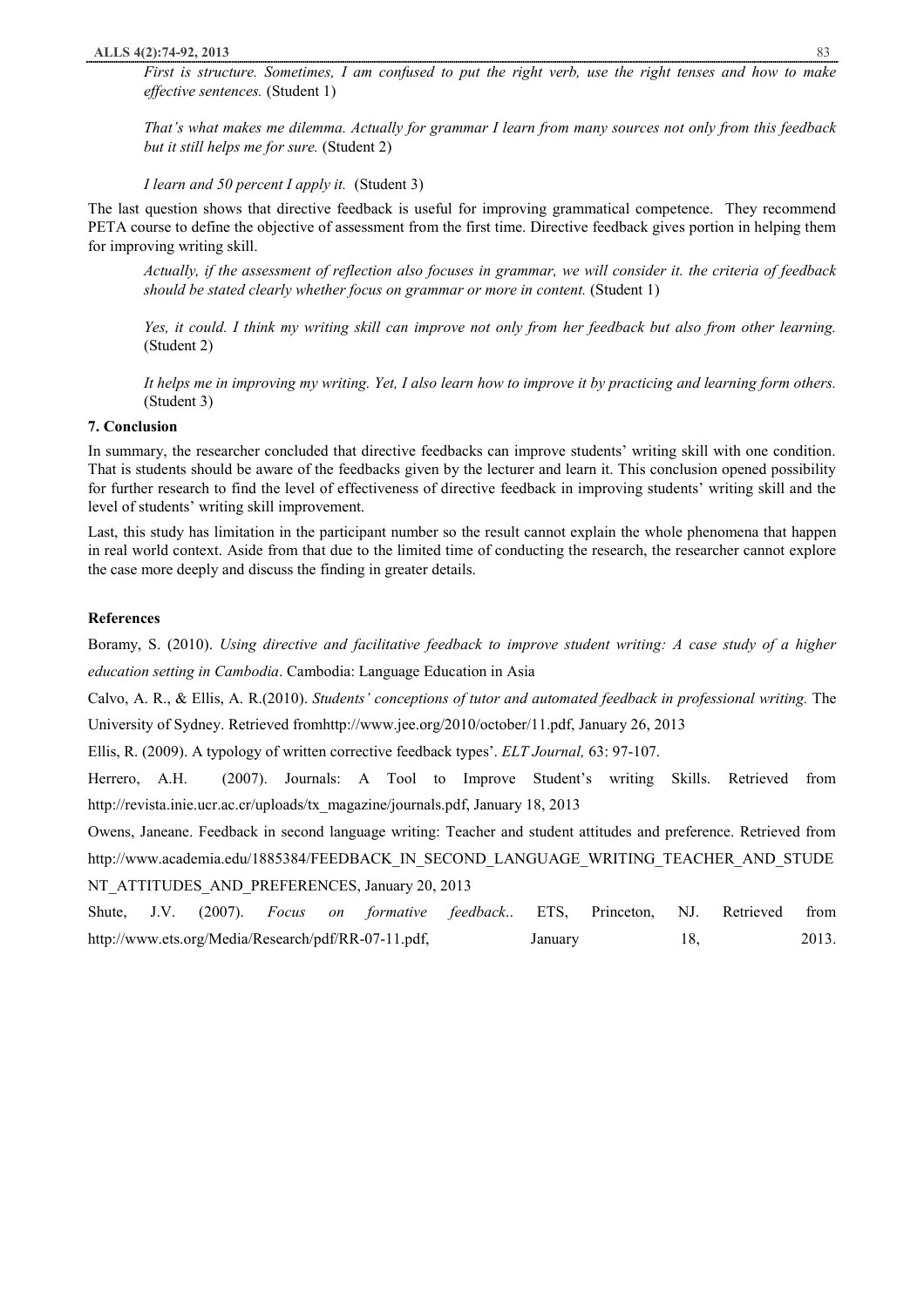*First is structure. Sometimes, I am confused to put the right verb, use the right tenses and how to make effective sentences.* (Student 1)

*That's what makes me dilemma. Actually for grammar I learn from many sources not only from this feedback but it still helps me for sure.* (Student 2)

*I learn and 50 percent I apply it.* (Student 3)

The last question shows that directive feedback is useful for improving grammatical competence. They recommend PETA course to define the objective of assessment from the first time. Directive feedback gives portion in helping them for improving writing skill.

*Actually, if the assessment of reflection also focuses in grammar, we will consider it. the criteria of feedback should be stated clearly whether focus on grammar or more in content.* (Student 1)

*Yes, it could. I think my writing skill can improve not only from her feedback but also from other learning.* (Student 2)

*It helps me in improving my writing. Yet, I also learn how to improve it by practicing and learning form others.* (Student 3)

## 7. Conclusion

In summary, the researcher concluded that directive feedbacks can improve students' writing skill with one condition. That is students should be aware of the feedbacks given by the lecturer and learn it. This conclusion opened possibility for further research to find the level of effectiveness of directive feedback in improving students' writing skill and the level of students' writing skill improvement.

Last, this study has limitation in the participant number so the result cannot explain the whole phenomena that happen in real world context. Aside from that due to the limited time of conducting the research, the researcher cannot explore the case more deeply and discuss the finding in greater details.

## References

Boramy, S. (2010). *Using directive and facilitative feedback to improve student writing: A case study of a higher education setting in Cambodia*. Cambodia: Language Education in Asia

Calvo, A. R., & Ellis, A. R.(2010). *Students' conceptions of tutor and automated feedback in professional writing.* The University of Sydney. Retrieved fromhttp://www.jee.org/2010/october/11.pdf, January 26, 2013

Ellis, R. (2009). A typology of written corrective feedback types'. *ELT Journal,* 63: 97-107.

Herrero, A.H. (2007). Journals: A Tool to Improve Student's writing Skills. Retrieved from http://revista.inie.ucr.ac.cr/uploads/tx_magazine/journals.pdf, January 18, 2013

Owens, Janeane. Feedback in second language writing: Teacher and student attitudes and preference. Retrieved from http://www.academia.edu/1885384/FEEDBACK_IN_SECOND_LANGUAGE_WRITING_TEACHER_AND_STUDENT_ATTITUDES_AND_PREFERENCES, January 20, 2013

Shute, J.V. (2007). *Focus on formative feedback*.. ETS, Princeton, NJ. Retrieved from http://www.ets.org/Media/Research/pdf/RR-07-11.pdf, January 18, 2013.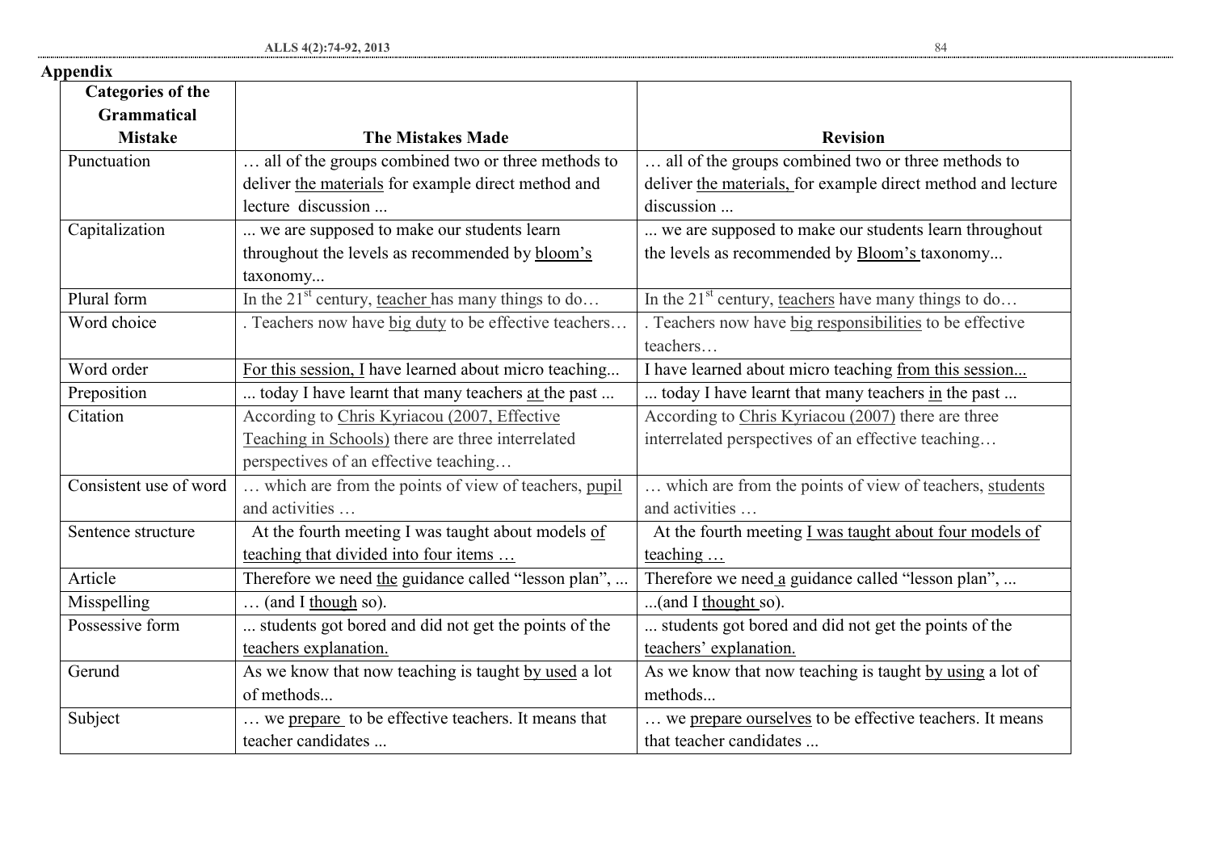**Appendix**

| Categories of the Grammatical Mistake | The Mistakes Made | Revision |
|---|---|---|
| Punctuation | … all of the groups combined two or three methods to deliver the materials for example direct method and lecture discussion ... | … all of the groups combined two or three methods to deliver the materials, for example direct method and lecture discussion ... |
| Capitalization | ... we are supposed to make our students learn throughout the levels as recommended by bloom's taxonomy... | ... we are supposed to make our students learn throughout the levels as recommended by Bloom's taxonomy... |
| Plural form | In the 21st century, teacher has many things to do… | In the 21st century, teachers have many things to do… |
| Word choice | . Teachers now have big duty to be effective teachers… | . Teachers now have big responsibilities to be effective teachers… |
| Word order | For this session, I have learned about micro teaching... | I have learned about micro teaching from this session... |
| Preposition | ... today I have learnt that many teachers at the past ... | ... today I have learnt that many teachers in the past ... |
| Citation | According to Chris Kyriacou (2007, Effective Teaching in Schools) there are three interrelated perspectives of an effective teaching… | According to Chris Kyriacou (2007) there are three interrelated perspectives of an effective teaching… |
| Consistent use of word | … which are from the points of view of teachers, pupil and activities … | … which are from the points of view of teachers, students and activities … |
| Sentence structure | At the fourth meeting I was taught about models of teaching that divided into four items … | At the fourth meeting I was taught about four models of teaching … |
| Article | Therefore we need the guidance called "lesson plan", ... | Therefore we need a guidance called "lesson plan", ... |
| Misspelling | … (and I though so). | ...(and I thought so). |
| Possessive form | ... students got bored and did not get the points of the teachers explanation. | ... students got bored and did not get the points of the teachers' explanation. |
| Gerund | As we know that now teaching is taught by used a lot of methods... | As we know that now teaching is taught by using a lot of methods... |
| Subject | … we prepare to be effective teachers. It means that teacher candidates ... | … we prepare ourselves to be effective teachers. It means that teacher candidates ... |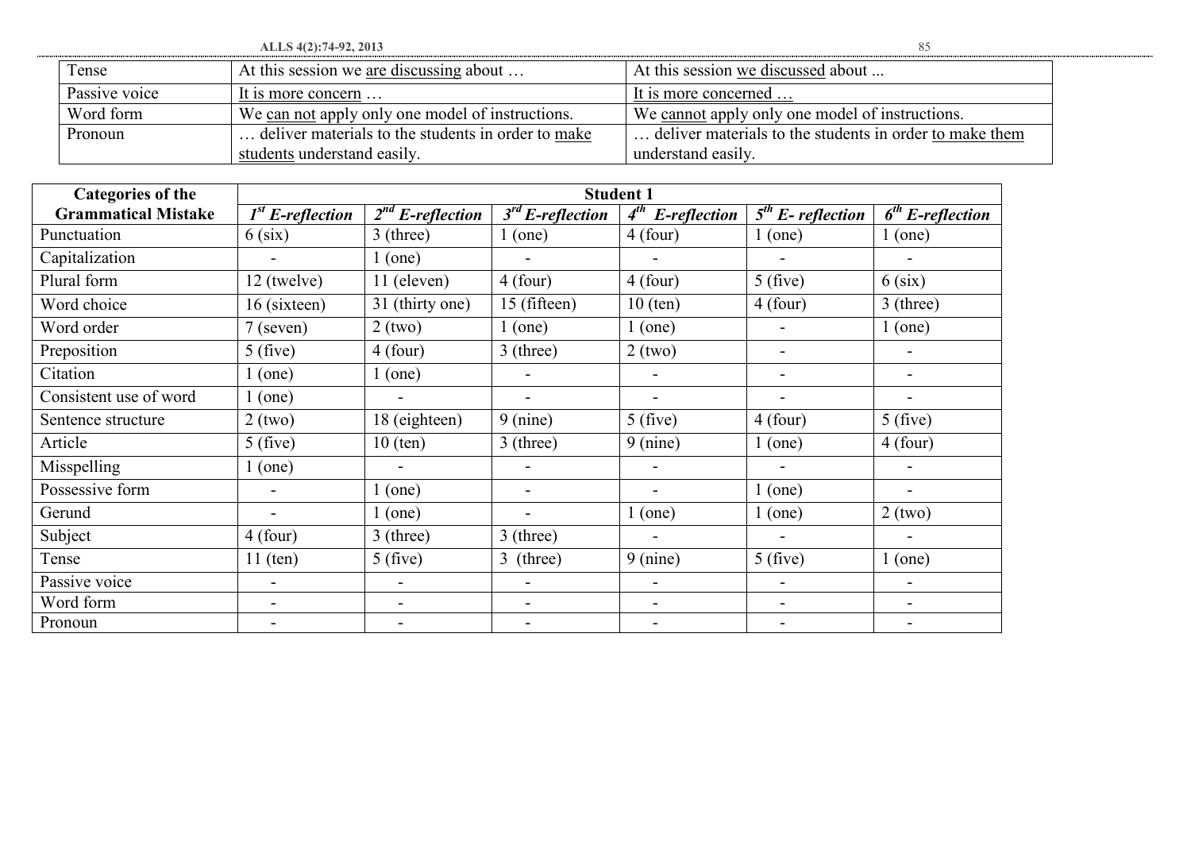| | | |
|---|---|---|
| Tense | At this session we <u>are discussing</u> about … | At this session <u>we discussed</u> about ... |
| Passive voice | <u>It is more concern</u> … | <u>It is more concerned …</u> |
| Word form | We <u>can not</u> apply only one model of instructions. | We <u>cannot</u> apply only one model of instructions. |
| Pronoun | … deliver materials to the students in order to <u>make students</u> understand easily. | … deliver materials to the students in order <u>to make them</u> understand easily. |

| **Categories of the Grammatical Mistake** | **Student 1** | | | | | |
|---|---|---|---|---|---|---|
| | ***1st E-reflection*** | ***2nd E-reflection*** | ***3rd E-reflection*** | ***4th E-reflection*** | ***5th E- reflection*** | ***6th E-reflection*** |
| Punctuation | 6 (six) | 3 (three) | 1 (one) | 4 (four) | 1 (one) | 1 (one) |
| Capitalization | - | 1 (one) | - | - | - | - |
| Plural form | 12 (twelve) | 11 (eleven) | 4 (four) | 4 (four) | 5 (five) | 6 (six) |
| Word choice | 16 (sixteen) | 31 (thirty one) | 15 (fifteen) | 10 (ten) | 4 (four) | 3 (three) |
| Word order | 7 (seven) | 2 (two) | 1 (one) | 1 (one) | - | 1 (one) |
| Preposition | 5 (five) | 4 (four) | 3 (three) | 2 (two) | - | - |
| Citation | 1 (one) | 1 (one) | - | - | - | - |
| Consistent use of word | 1 (one) | - | - | - | - | - |
| Sentence structure | 2 (two) | 18 (eighteen) | 9 (nine) | 5 (five) | 4 (four) | 5 (five) |
| Article | 5 (five) | 10 (ten) | 3 (three) | 9 (nine) | 1 (one) | 4 (four) |
| Misspelling | 1 (one) | - | - | - | - | - |
| Possessive form | - | 1 (one) | - | - | 1 (one) | - |
| Gerund | - | 1 (one) | - | 1 (one) | 1 (one) | 2 (two) |
| Subject | 4 (four) | 3 (three) | 3 (three) | - | - | - |
| Tense | 11 (ten) | 5 (five) | 3 (three) | 9 (nine) | 5 (five) | 1 (one) |
| Passive voice | - | - | - | - | - | - |
| Word form | - | - | - | - | - | - |
| Pronoun | - | - | - | - | - | - |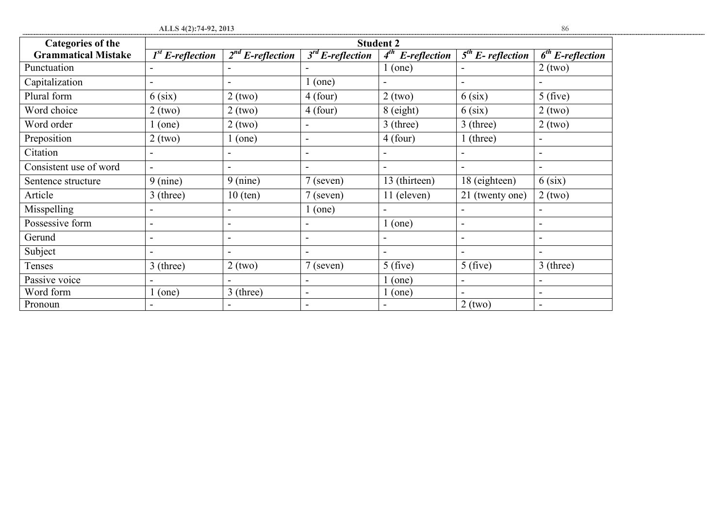| Categories of the Grammatical Mistake | Student 2 | | | | | |
|---|---|---|---|---|---|---|
| | *1st E-reflection* | *2nd E-reflection* | *3rd E-reflection* | *4th E-reflection* | *5th E- reflection* | *6th E-reflection* |
| Punctuation | - | - | - | 1 (one) | - | 2 (two) |
| Capitalization | - | - | 1 (one) | - | - | - |
| Plural form | 6 (six) | 2 (two) | 4 (four) | 2 (two) | 6 (six) | 5 (five) |
| Word choice | 2 (two) | 2 (two) | 4 (four) | 8 (eight) | 6 (six) | 2 (two) |
| Word order | 1 (one) | 2 (two) | - | 3 (three) | 3 (three) | 2 (two) |
| Preposition | 2 (two) | 1 (one) | - | 4 (four) | 1 (three) | - |
| Citation | - | - | - | - | - | - |
| Consistent use of word | - | - | - | - | - | - |
| Sentence structure | 9 (nine) | 9 (nine) | 7 (seven) | 13 (thirteen) | 18 (eighteen) | 6 (six) |
| Article | 3 (three) | 10 (ten) | 7 (seven) | 11 (eleven) | 21 (twenty one) | 2 (two) |
| Misspelling | - | - | 1 (one) | - | - | - |
| Possessive form | - | - | - | 1 (one) | - | - |
| Gerund | - | - | - | - | - | - |
| Subject | - | - | - | - | - | - |
| Tenses | 3 (three) | 2 (two) | 7 (seven) | 5 (five) | 5 (five) | 3 (three) |
| Passive voice | - | - | - | 1 (one) | - | - |
| Word form | 1 (one) | 3 (three) | - | 1 (one) | - | - |
| Pronoun | - | - | - | - | 2 (two) | - |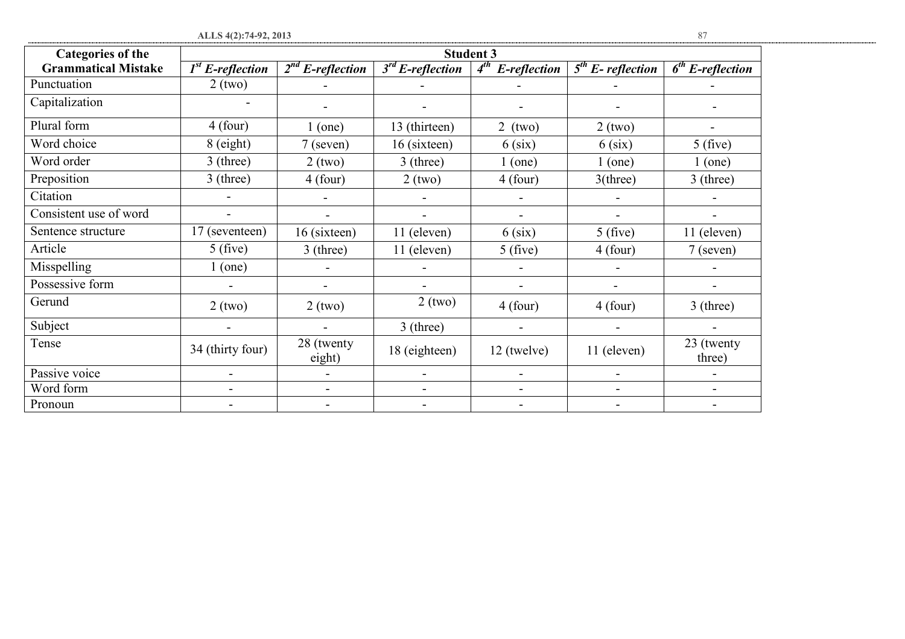| Categories of the Grammatical Mistake | Student 3 | | | | | |
|---|---|---|---|---|---|---|
| | *1st E-reflection* | *2nd E-reflection* | *3rd E-reflection* | *4th E-reflection* | *5th E- reflection* | *6th E-reflection* |
| Punctuation | 2 (two) | - | - | - | - | - |
| Capitalization | - | - | - | - | - | - |
| Plural form | 4 (four) | 1 (one) | 13 (thirteen) | 2 (two) | 2 (two) | - |
| Word choice | 8 (eight) | 7 (seven) | 16 (sixteen) | 6 (six) | 6 (six) | 5 (five) |
| Word order | 3 (three) | 2 (two) | 3 (three) | 1 (one) | 1 (one) | 1 (one) |
| Preposition | 3 (three) | 4 (four) | 2 (two) | 4 (four) | 3(three) | 3 (three) |
| Citation | - | - | - | - | - | - |
| Consistent use of word | - | - | - | - | - | - |
| Sentence structure | 17 (seventeen) | 16 (sixteen) | 11 (eleven) | 6 (six) | 5 (five) | 11 (eleven) |
| Article | 5 (five) | 3 (three) | 11 (eleven) | 5 (five) | 4 (four) | 7 (seven) |
| Misspelling | 1 (one) | - | - | - | - | - |
| Possessive form | - | - | - | - | - | - |
| Gerund | 2 (two) | 2 (two) | 2 (two) | 4 (four) | 4 (four) | 3 (three) |
| Subject | - | - | 3 (three) | - | - | - |
| Tense | 34 (thirty four) | 28 (twenty eight) | 18 (eighteen) | 12 (twelve) | 11 (eleven) | 23 (twenty three) |
| Passive voice | - | - | - | - | - | - |
| Word form | - | - | - | - | - | - |
| Pronoun | - | - | - | - | - | - |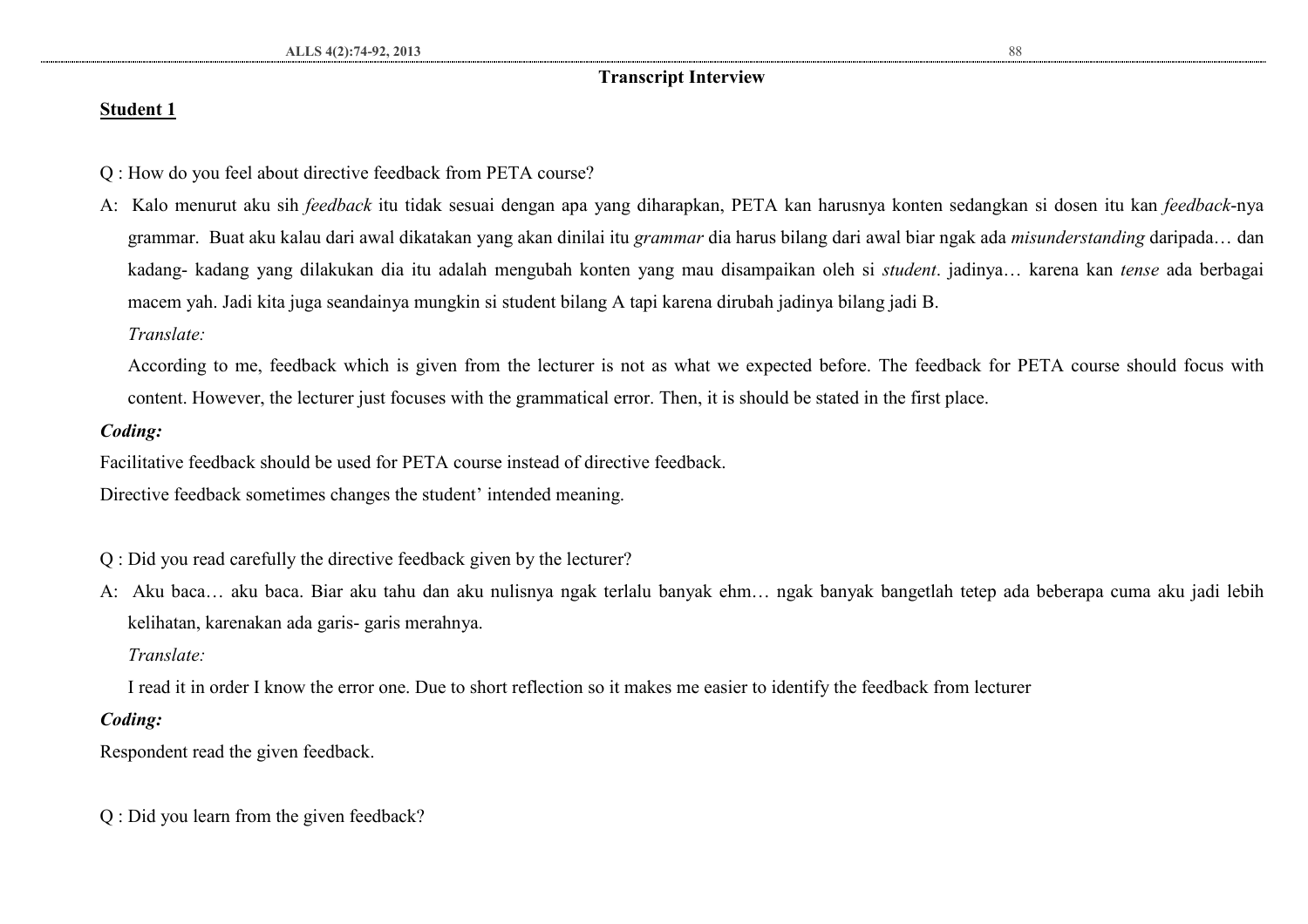## Transcript Interview

**Student 1**

Q : How do you feel about directive feedback from PETA course?

A: Kalo menurut aku sih *feedback* itu tidak sesuai dengan apa yang diharapkan, PETA kan harusnya konten sedangkan si dosen itu kan *feedback*-nya grammar. Buat aku kalau dari awal dikatakan yang akan dinilai itu *grammar* dia harus bilang dari awal biar ngak ada *misunderstanding* daripada… dan kadang- kadang yang dilakukan dia itu adalah mengubah konten yang mau disampaikan oleh si *student*. jadinya… karena kan *tense* ada berbagai macem yah. Jadi kita juga seandainya mungkin si student bilang A tapi karena dirubah jadinya bilang jadi B.

*Translate:*

According to me, feedback which is given from the lecturer is not as what we expected before. The feedback for PETA course should focus with content. However, the lecturer just focuses with the grammatical error. Then, it is should be stated in the first place.

***Coding:***

Facilitative feedback should be used for PETA course instead of directive feedback.

Directive feedback sometimes changes the student' intended meaning.

Q : Did you read carefully the directive feedback given by the lecturer?

A: Aku baca… aku baca. Biar aku tahu dan aku nulisnya ngak terlalu banyak ehm… ngak banyak bangetlah tetep ada beberapa cuma aku jadi lebih kelihatan, karenakan ada garis- garis merahnya.

*Translate:*

I read it in order I know the error one. Due to short reflection so it makes me easier to identify the feedback from lecturer

***Coding:***

Respondent read the given feedback.

Q : Did you learn from the given feedback?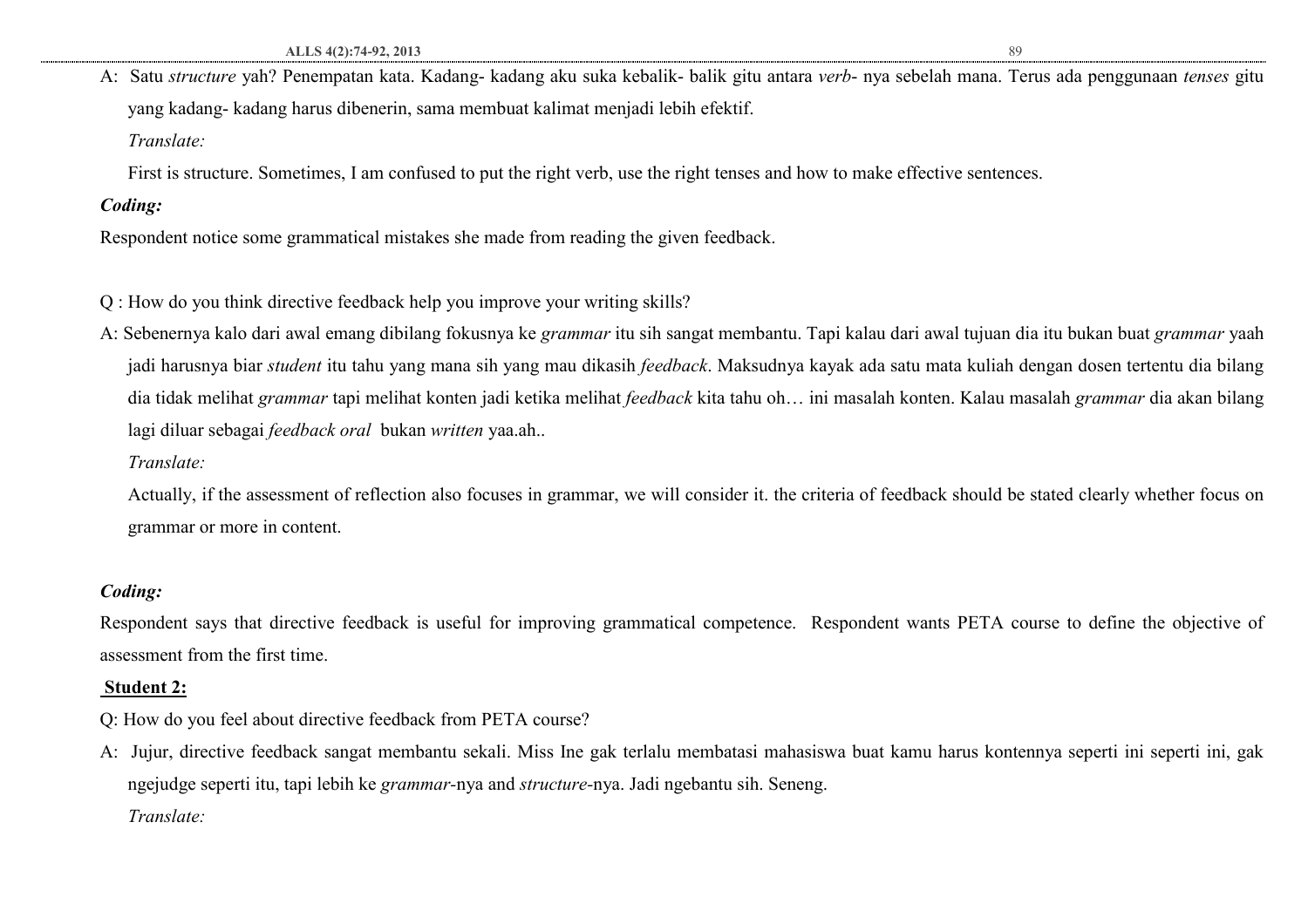A: Satu *structure* yah? Penempatan kata. Kadang- kadang aku suka kebalik- balik gitu antara *verb*- nya sebelah mana. Terus ada penggunaan *tenses* gitu yang kadang- kadang harus dibenerin, sama membuat kalimat menjadi lebih efektif.

*Translate:*

First is structure. Sometimes, I am confused to put the right verb, use the right tenses and how to make effective sentences.

***Coding:***

Respondent notice some grammatical mistakes she made from reading the given feedback.

Q : How do you think directive feedback help you improve your writing skills?

A: Sebenernya kalo dari awal emang dibilang fokusnya ke *grammar* itu sih sangat membantu. Tapi kalau dari awal tujuan dia itu bukan buat *grammar* yaah jadi harusnya biar *student* itu tahu yang mana sih yang mau dikasih *feedback*. Maksudnya kayak ada satu mata kuliah dengan dosen tertentu dia bilang dia tidak melihat *grammar* tapi melihat konten jadi ketika melihat *feedback* kita tahu oh… ini masalah konten. Kalau masalah *grammar* dia akan bilang lagi diluar sebagai *feedback oral* bukan *written* yaa.ah..

*Translate:*

Actually, if the assessment of reflection also focuses in grammar, we will consider it. the criteria of feedback should be stated clearly whether focus on grammar or more in content.

***Coding:***

Respondent says that directive feedback is useful for improving grammatical competence. Respondent wants PETA course to define the objective of assessment from the first time.

**Student 2:**

Q: How do you feel about directive feedback from PETA course?

A: Jujur, directive feedback sangat membantu sekali. Miss Ine gak terlalu membatasi mahasiswa buat kamu harus kontennya seperti ini seperti ini, gak ngejudge seperti itu, tapi lebih ke *grammar*-nya and *structure*-nya. Jadi ngebantu sih. Seneng.

*Translate:*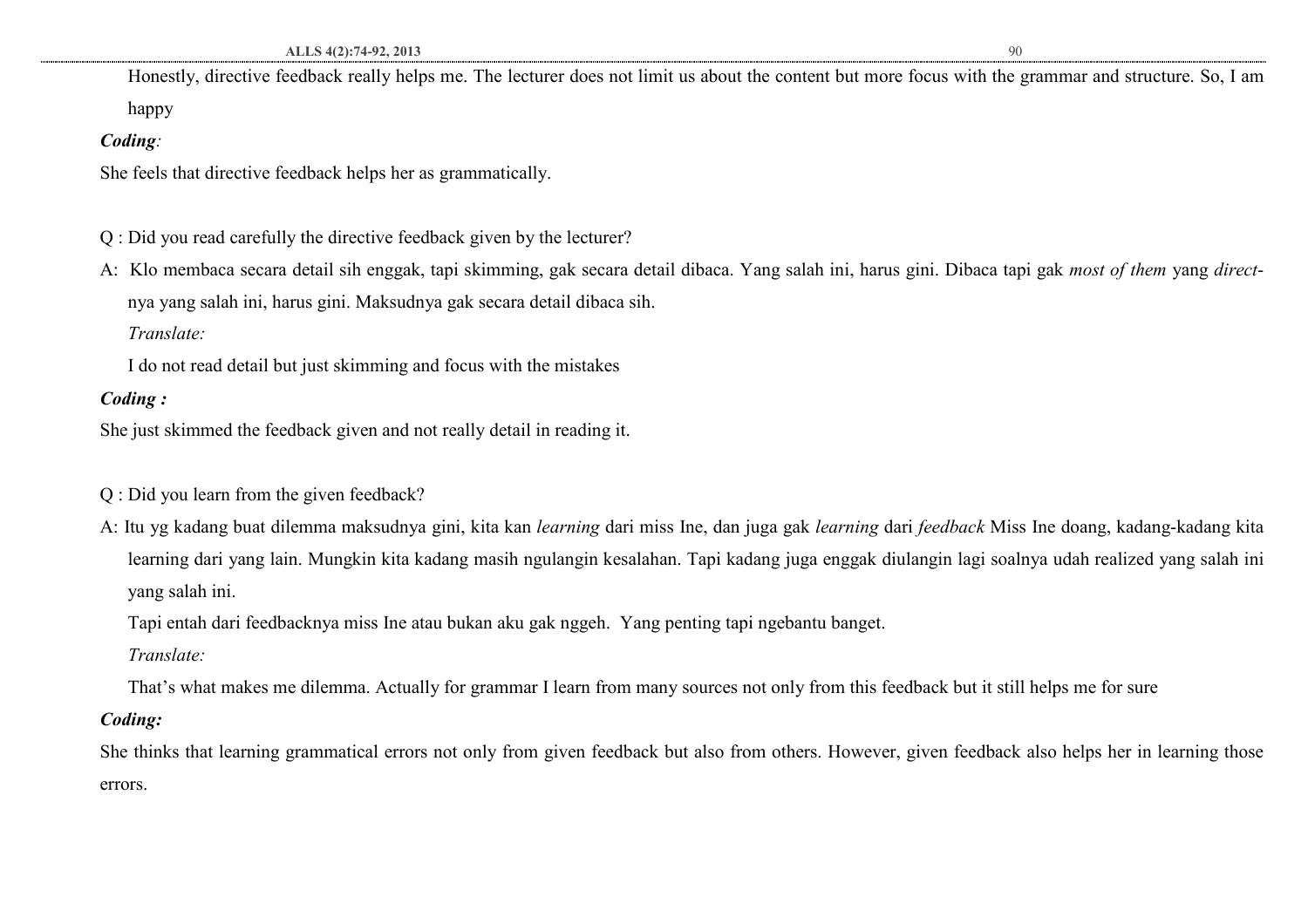Honestly, directive feedback really helps me. The lecturer does not limit us about the content but more focus with the grammar and structure. So, I am happy

***Coding:***

She feels that directive feedback helps her as grammatically.

Q : Did you read carefully the directive feedback given by the lecturer?

A: Klo membaca secara detail sih enggak, tapi skimming, gak secara detail dibaca. Yang salah ini, harus gini. Dibaca tapi gak *most of them* yang *direct*-nya yang salah ini, harus gini. Maksudnya gak secara detail dibaca sih.

*Translate:*

I do not read detail but just skimming and focus with the mistakes

***Coding :***

She just skimmed the feedback given and not really detail in reading it.

Q : Did you learn from the given feedback?

A: Itu yg kadang buat dilemma maksudnya gini, kita kan *learning* dari miss Ine, dan juga gak *learning* dari *feedback* Miss Ine doang, kadang-kadang kita learning dari yang lain. Mungkin kita kadang masih ngulangin kesalahan. Tapi kadang juga enggak diulangin lagi soalnya udah realized yang salah ini yang salah ini.

Tapi entah dari feedbacknya miss Ine atau bukan aku gak nggeh. Yang penting tapi ngebantu banget.

*Translate:*

That's what makes me dilemma. Actually for grammar I learn from many sources not only from this feedback but it still helps me for sure

***Coding:***

She thinks that learning grammatical errors not only from given feedback but also from others. However, given feedback also helps her in learning those errors.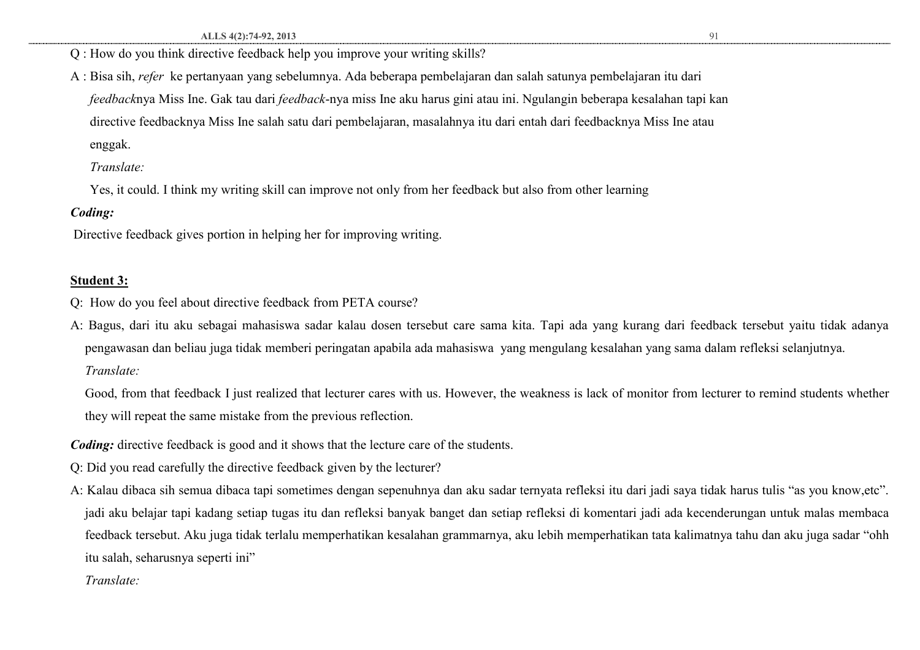Q : How do you think directive feedback help you improve your writing skills?

A : Bisa sih, *refer* ke pertanyaan yang sebelumnya. Ada beberapa pembelajaran dan salah satunya pembelajaran itu dari *feedback*nya Miss Ine. Gak tau dari *feedback*-nya miss Ine aku harus gini atau ini. Ngulangin beberapa kesalahan tapi kan directive feedbacknya Miss Ine salah satu dari pembelajaran, masalahnya itu dari entah dari feedbacknya Miss Ine atau enggak.

*Translate:*

Yes, it could. I think my writing skill can improve not only from her feedback but also from other learning

***Coding:***

Directive feedback gives portion in helping her for improving writing.

**Student 3:**

Q: How do you feel about directive feedback from PETA course?

A: Bagus, dari itu aku sebagai mahasiswa sadar kalau dosen tersebut care sama kita. Tapi ada yang kurang dari feedback tersebut yaitu tidak adanya pengawasan dan beliau juga tidak memberi peringatan apabila ada mahasiswa yang mengulang kesalahan yang sama dalam refleksi selanjutnya.

*Translate:*

Good, from that feedback I just realized that lecturer cares with us. However, the weakness is lack of monitor from lecturer to remind students whether they will repeat the same mistake from the previous reflection.

***Coding:*** directive feedback is good and it shows that the lecture care of the students.

Q: Did you read carefully the directive feedback given by the lecturer?

A: Kalau dibaca sih semua dibaca tapi sometimes dengan sepenuhnya dan aku sadar ternyata refleksi itu dari jadi saya tidak harus tulis "as you know,etc". jadi aku belajar tapi kadang setiap tugas itu dan refleksi banyak banget dan setiap refleksi di komentari jadi ada kecenderungan untuk malas membaca feedback tersebut. Aku juga tidak terlalu memperhatikan kesalahan grammarnya, aku lebih memperhatikan tata kalimatnya tahu dan aku juga sadar "ohh itu salah, seharusnya seperti ini"

*Translate:*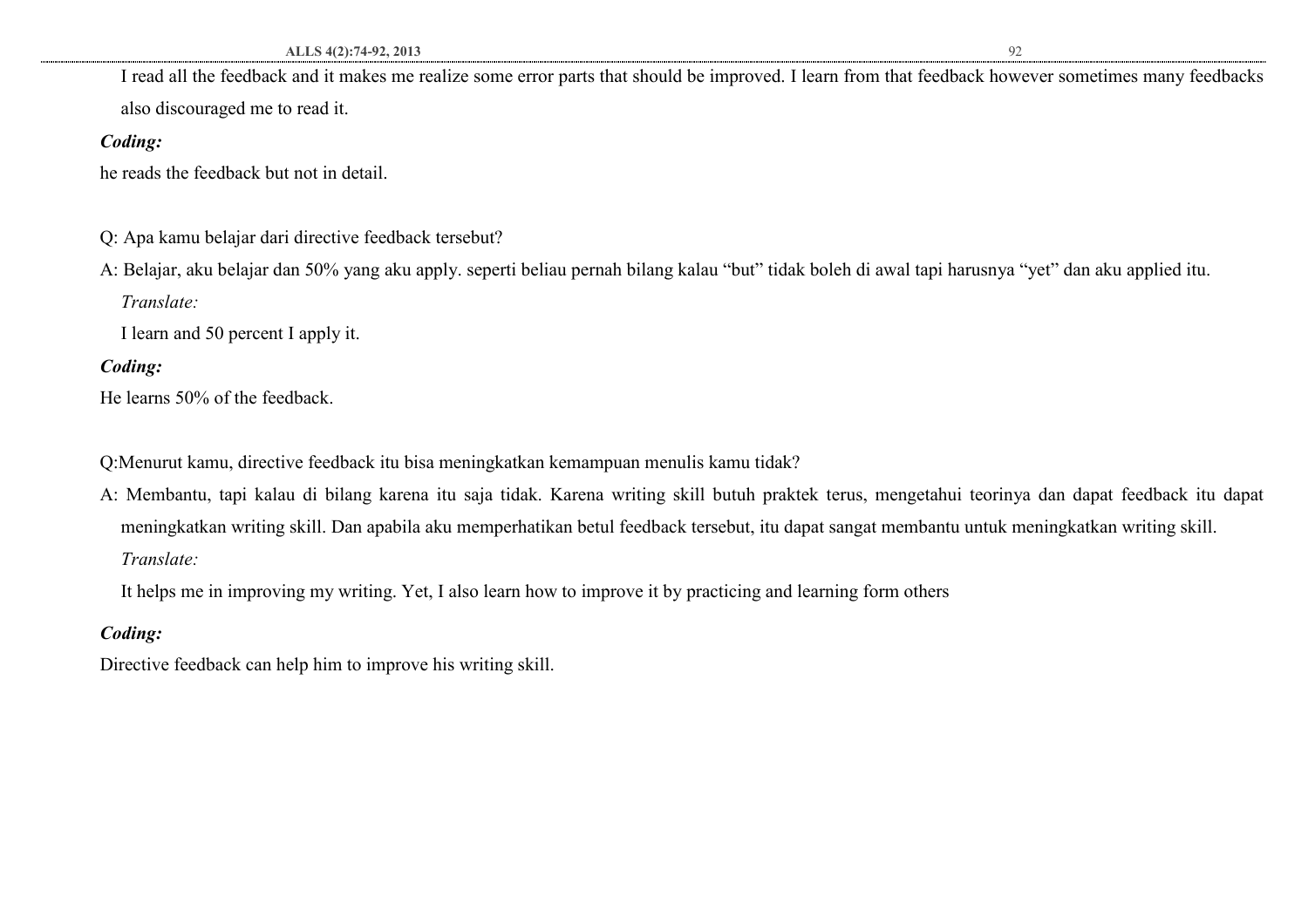I read all the feedback and it makes me realize some error parts that should be improved. I learn from that feedback however sometimes many feedbacks also discouraged me to read it.

***Coding:***

he reads the feedback but not in detail.

Q: Apa kamu belajar dari directive feedback tersebut?

A: Belajar, aku belajar dan 50% yang aku apply. seperti beliau pernah bilang kalau "but" tidak boleh di awal tapi harusnya "yet" dan aku applied itu.

*Translate:*

I learn and 50 percent I apply it.

***Coding:***

He learns 50% of the feedback.

Q:Menurut kamu, directive feedback itu bisa meningkatkan kemampuan menulis kamu tidak?

A: Membantu, tapi kalau di bilang karena itu saja tidak. Karena writing skill butuh praktek terus, mengetahui teorinya dan dapat feedback itu dapat meningkatkan writing skill. Dan apabila aku memperhatikan betul feedback tersebut, itu dapat sangat membantu untuk meningkatkan writing skill.

*Translate:*

It helps me in improving my writing. Yet, I also learn how to improve it by practicing and learning form others

***Coding:***

Directive feedback can help him to improve his writing skill.